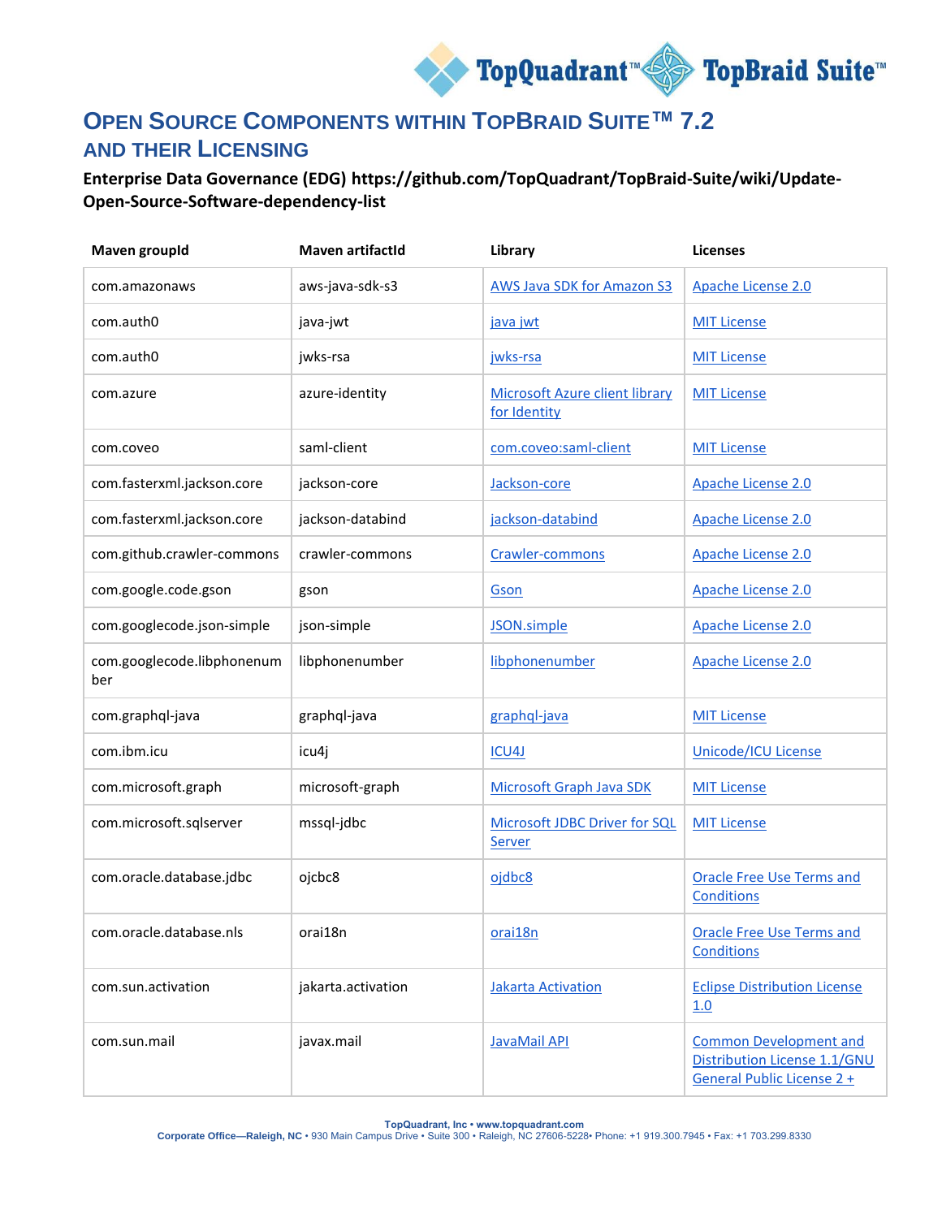# OPEN SOURCE COMPONENTS WITHIN TOPBRAID SUITE™ 7.2 AND THEIR LICENSING

**Enterprise Data Governance (EDG) https://github.com/TopQuadrant/TopBraid-Suite/wiki/Update-Open-Source-Software-dependency-list**

| Maven groupId | Maven artifactId | Library | Licenses |
|---|---|---|---|
| com.amazonaws | aws-java-sdk-s3 | AWS Java SDK for Amazon S3 | Apache License 2.0 |
| com.auth0 | java-jwt | java jwt | MIT License |
| com.auth0 | jwks-rsa | jwks-rsa | MIT License |
| com.azure | azure-identity | Microsoft Azure client library for Identity | MIT License |
| com.coveo | saml-client | com.coveo:saml-client | MIT License |
| com.fasterxml.jackson.core | jackson-core | Jackson-core | Apache License 2.0 |
| com.fasterxml.jackson.core | jackson-databind | jackson-databind | Apache License 2.0 |
| com.github.crawler-commons | crawler-commons | Crawler-commons | Apache License 2.0 |
| com.google.code.gson | gson | Gson | Apache License 2.0 |
| com.googlecode.json-simple | json-simple | JSON.simple | Apache License 2.0 |
| com.googlecode.libphonenumber | libphonenumber | libphonenumber | Apache License 2.0 |
| com.graphql-java | graphql-java | graphql-java | MIT License |
| com.ibm.icu | icu4j | ICU4J | Unicode/ICU License |
| com.microsoft.graph | microsoft-graph | Microsoft Graph Java SDK | MIT License |
| com.microsoft.sqlserver | mssql-jdbc | Microsoft JDBC Driver for SQL Server | MIT License |
| com.oracle.database.jdbc | ojcbc8 | ojdbc8 | Oracle Free Use Terms and Conditions |
| com.oracle.database.nls | orai18n | orai18n | Oracle Free Use Terms and Conditions |
| com.sun.activation | jakarta.activation | Jakarta Activation | Eclipse Distribution License 1.0 |
| com.sun.mail | javax.mail | JavaMail API | Common Development and Distribution License 1.1/GNU General Public License 2 + |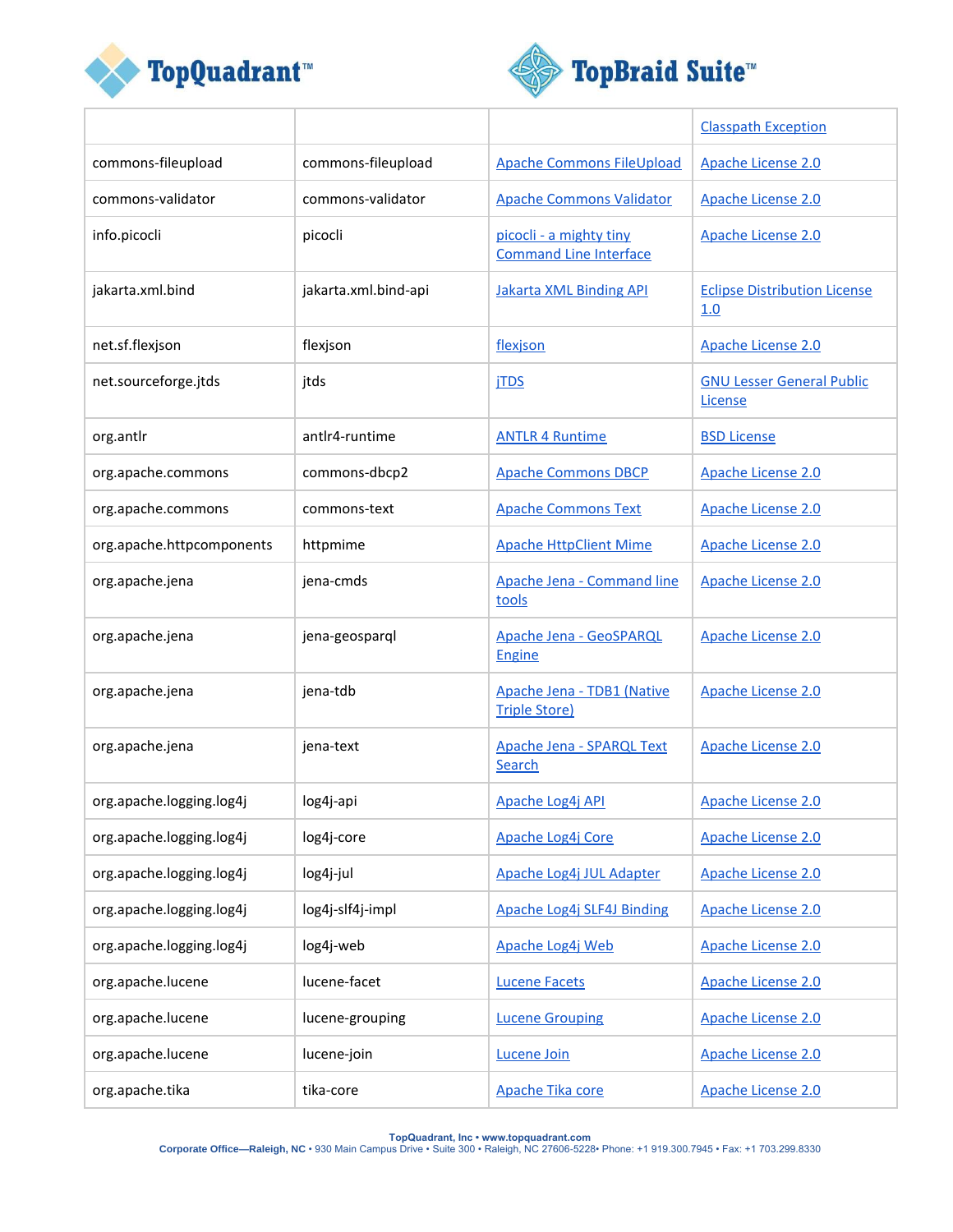| | | | |
|---|---|---|---|
| | | | Classpath Exception |
| commons-fileupload | commons-fileupload | Apache Commons FileUpload | Apache License 2.0 |
| commons-validator | commons-validator | Apache Commons Validator | Apache License 2.0 |
| info.picocli | picocli | picocli - a mighty tiny Command Line Interface | Apache License 2.0 |
| jakarta.xml.bind | jakarta.xml.bind-api | Jakarta XML Binding API | Eclipse Distribution License 1.0 |
| net.sf.flexjson | flexjson | flexjson | Apache License 2.0 |
| net.sourceforge.jtds | jtds | jTDS | GNU Lesser General Public License |
| org.antlr | antlr4-runtime | ANTLR 4 Runtime | BSD License |
| org.apache.commons | commons-dbcp2 | Apache Commons DBCP | Apache License 2.0 |
| org.apache.commons | commons-text | Apache Commons Text | Apache License 2.0 |
| org.apache.httpcomponents | httpmime | Apache HttpClient Mime | Apache License 2.0 |
| org.apache.jena | jena-cmds | Apache Jena - Command line tools | Apache License 2.0 |
| org.apache.jena | jena-geosparql | Apache Jena - GeoSPARQL Engine | Apache License 2.0 |
| org.apache.jena | jena-tdb | Apache Jena - TDB1 (Native Triple Store) | Apache License 2.0 |
| org.apache.jena | jena-text | Apache Jena - SPARQL Text Search | Apache License 2.0 |
| org.apache.logging.log4j | log4j-api | Apache Log4j API | Apache License 2.0 |
| org.apache.logging.log4j | log4j-core | Apache Log4j Core | Apache License 2.0 |
| org.apache.logging.log4j | log4j-jul | Apache Log4j JUL Adapter | Apache License 2.0 |
| org.apache.logging.log4j | log4j-slf4j-impl | Apache Log4j SLF4J Binding | Apache License 2.0 |
| org.apache.logging.log4j | log4j-web | Apache Log4j Web | Apache License 2.0 |
| org.apache.lucene | lucene-facet | Lucene Facets | Apache License 2.0 |
| org.apache.lucene | lucene-grouping | Lucene Grouping | Apache License 2.0 |
| org.apache.lucene | lucene-join | Lucene Join | Apache License 2.0 |
| org.apache.tika | tika-core | Apache Tika core | Apache License 2.0 |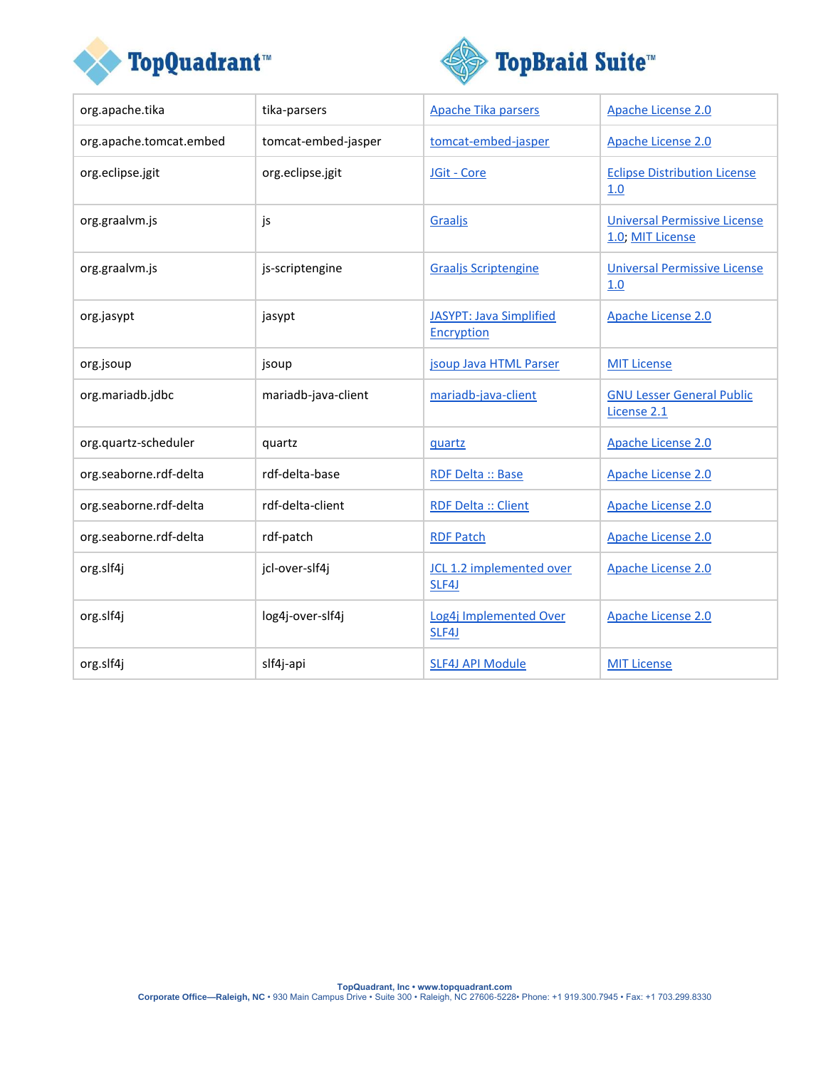| org.apache.tika | tika-parsers | Apache Tika parsers | Apache License 2.0 |
|---|---|---|---|
| org.apache.tomcat.embed | tomcat-embed-jasper | tomcat-embed-jasper | Apache License 2.0 |
| org.eclipse.jgit | org.eclipse.jgit | JGit - Core | Eclipse Distribution License 1.0 |
| org.graalvm.js | js | Graaljs | Universal Permissive License 1.0; MIT License |
| org.graalvm.js | js-scriptengine | Graaljs Scriptengine | Universal Permissive License 1.0 |
| org.jasypt | jasypt | JASYPT: Java Simplified Encryption | Apache License 2.0 |
| org.jsoup | jsoup | jsoup Java HTML Parser | MIT License |
| org.mariadb.jdbc | mariadb-java-client | mariadb-java-client | GNU Lesser General Public License 2.1 |
| org.quartz-scheduler | quartz | quartz | Apache License 2.0 |
| org.seaborne.rdf-delta | rdf-delta-base | RDF Delta :: Base | Apache License 2.0 |
| org.seaborne.rdf-delta | rdf-delta-client | RDF Delta :: Client | Apache License 2.0 |
| org.seaborne.rdf-delta | rdf-patch | RDF Patch | Apache License 2.0 |
| org.slf4j | jcl-over-slf4j | JCL 1.2 implemented over SLF4J | Apache License 2.0 |
| org.slf4j | log4j-over-slf4j | Log4j Implemented Over SLF4J | Apache License 2.0 |
| org.slf4j | slf4j-api | SLF4J API Module | MIT License |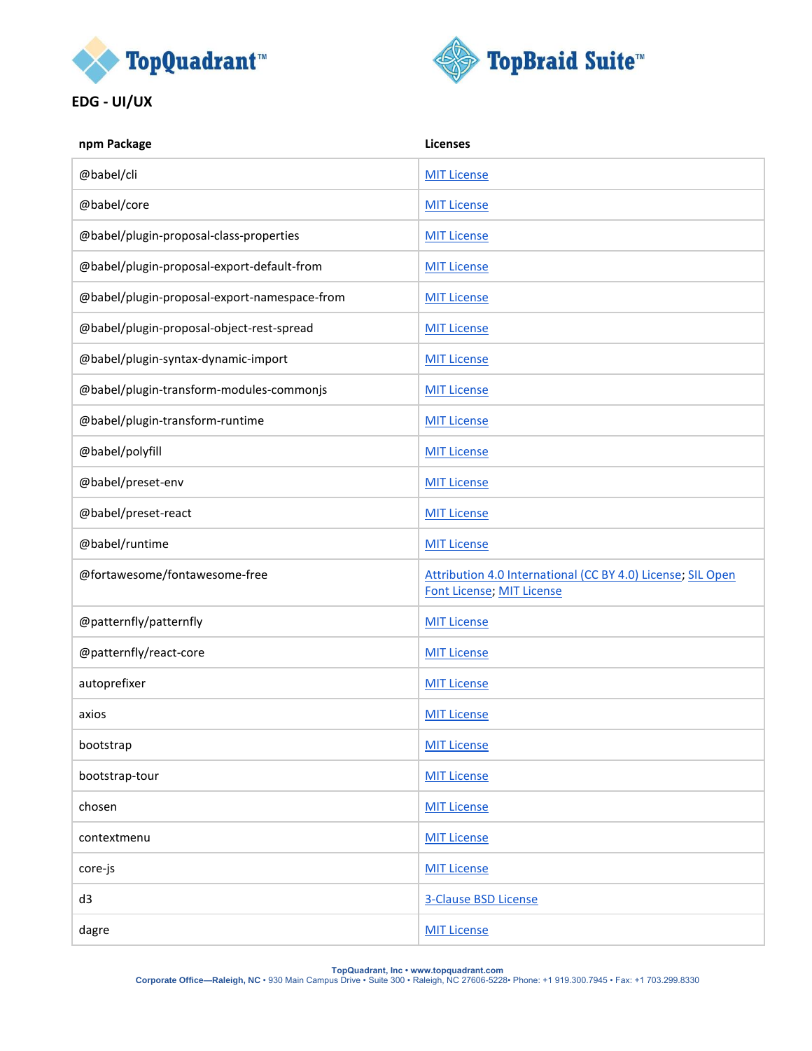TopQuadrant™ TopBraid Suite™

**EDG - UI/UX**

| npm Package | Licenses |
|---|---|
| @babel/cli | MIT License |
| @babel/core | MIT License |
| @babel/plugin-proposal-class-properties | MIT License |
| @babel/plugin-proposal-export-default-from | MIT License |
| @babel/plugin-proposal-export-namespace-from | MIT License |
| @babel/plugin-proposal-object-rest-spread | MIT License |
| @babel/plugin-syntax-dynamic-import | MIT License |
| @babel/plugin-transform-modules-commonjs | MIT License |
| @babel/plugin-transform-runtime | MIT License |
| @babel/polyfill | MIT License |
| @babel/preset-env | MIT License |
| @babel/preset-react | MIT License |
| @babel/runtime | MIT License |
| @fortawesome/fontawesome-free | Attribution 4.0 International (CC BY 4.0) License; SIL Open Font License; MIT License |
| @patternfly/patternfly | MIT License |
| @patternfly/react-core | MIT License |
| autoprefixer | MIT License |
| axios | MIT License |
| bootstrap | MIT License |
| bootstrap-tour | MIT License |
| chosen | MIT License |
| contextmenu | MIT License |
| core-js | MIT License |
| d3 | 3-Clause BSD License |
| dagre | MIT License |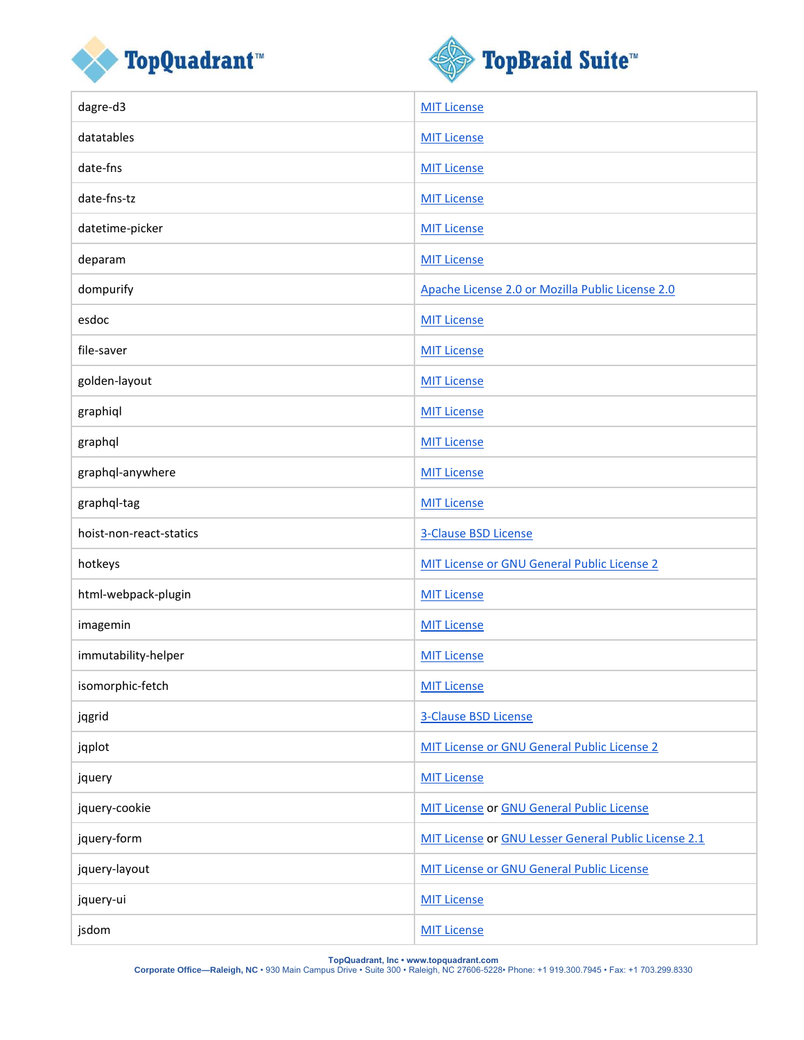| dagre-d3 | MIT License |
|---|---|
| datatables | MIT License |
| date-fns | MIT License |
| date-fns-tz | MIT License |
| datetime-picker | MIT License |
| deparam | MIT License |
| dompurify | Apache License 2.0 or Mozilla Public License 2.0 |
| esdoc | MIT License |
| file-saver | MIT License |
| golden-layout | MIT License |
| graphiql | MIT License |
| graphql | MIT License |
| graphql-anywhere | MIT License |
| graphql-tag | MIT License |
| hoist-non-react-statics | 3-Clause BSD License |
| hotkeys | MIT License or GNU General Public License 2 |
| html-webpack-plugin | MIT License |
| imagemin | MIT License |
| immutability-helper | MIT License |
| isomorphic-fetch | MIT License |
| jqgrid | 3-Clause BSD License |
| jqplot | MIT License or GNU General Public License 2 |
| jquery | MIT License |
| jquery-cookie | MIT License or GNU General Public License |
| jquery-form | MIT License or GNU Lesser General Public License 2.1 |
| jquery-layout | MIT License or GNU General Public License |
| jquery-ui | MIT License |
| jsdom | MIT License |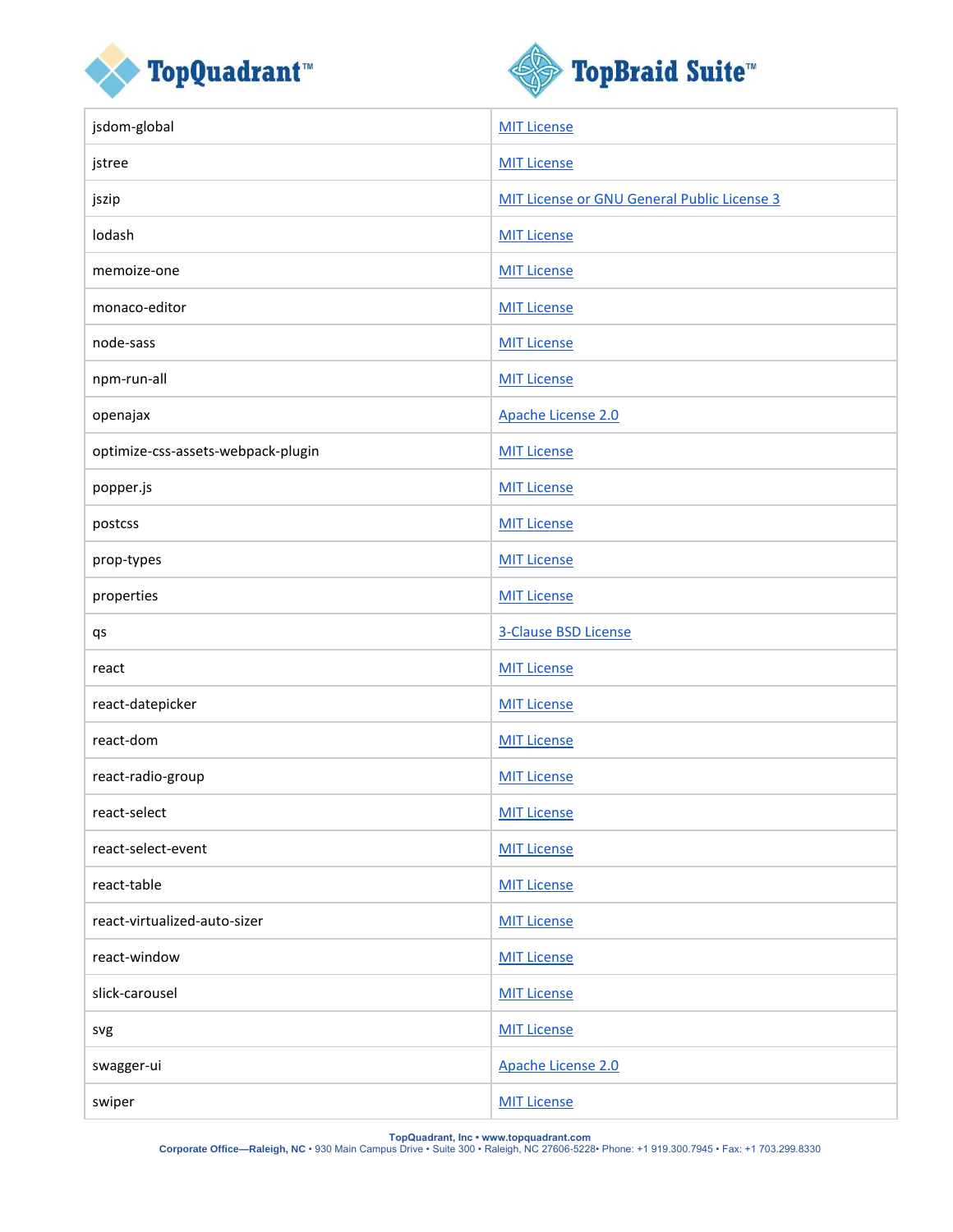| | |
|---|---|
| jsdom-global | MIT License |
| jstree | MIT License |
| jszip | MIT License or GNU General Public License 3 |
| lodash | MIT License |
| memoize-one | MIT License |
| monaco-editor | MIT License |
| node-sass | MIT License |
| npm-run-all | MIT License |
| openajax | Apache License 2.0 |
| optimize-css-assets-webpack-plugin | MIT License |
| popper.js | MIT License |
| postcss | MIT License |
| prop-types | MIT License |
| properties | MIT License |
| qs | 3-Clause BSD License |
| react | MIT License |
| react-datepicker | MIT License |
| react-dom | MIT License |
| react-radio-group | MIT License |
| react-select | MIT License |
| react-select-event | MIT License |
| react-table | MIT License |
| react-virtualized-auto-sizer | MIT License |
| react-window | MIT License |
| slick-carousel | MIT License |
| svg | MIT License |
| swagger-ui | Apache License 2.0 |
| swiper | MIT License |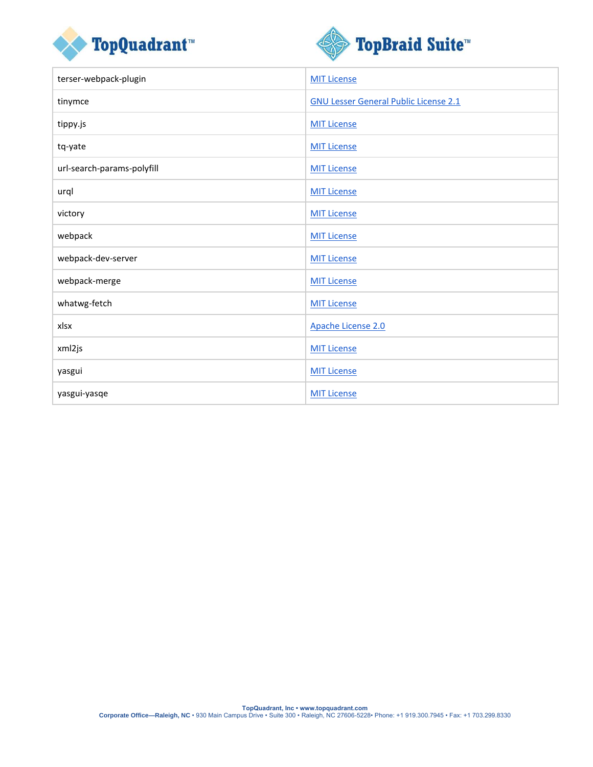| | |
|---|---|
| terser-webpack-plugin | MIT License |
| tinymce | GNU Lesser General Public License 2.1 |
| tippy.js | MIT License |
| tq-yate | MIT License |
| url-search-params-polyfill | MIT License |
| urql | MIT License |
| victory | MIT License |
| webpack | MIT License |
| webpack-dev-server | MIT License |
| webpack-merge | MIT License |
| whatwg-fetch | MIT License |
| xlsx | Apache License 2.0 |
| xml2js | MIT License |
| yasgui | MIT License |
| yasgui-yasqe | MIT License |